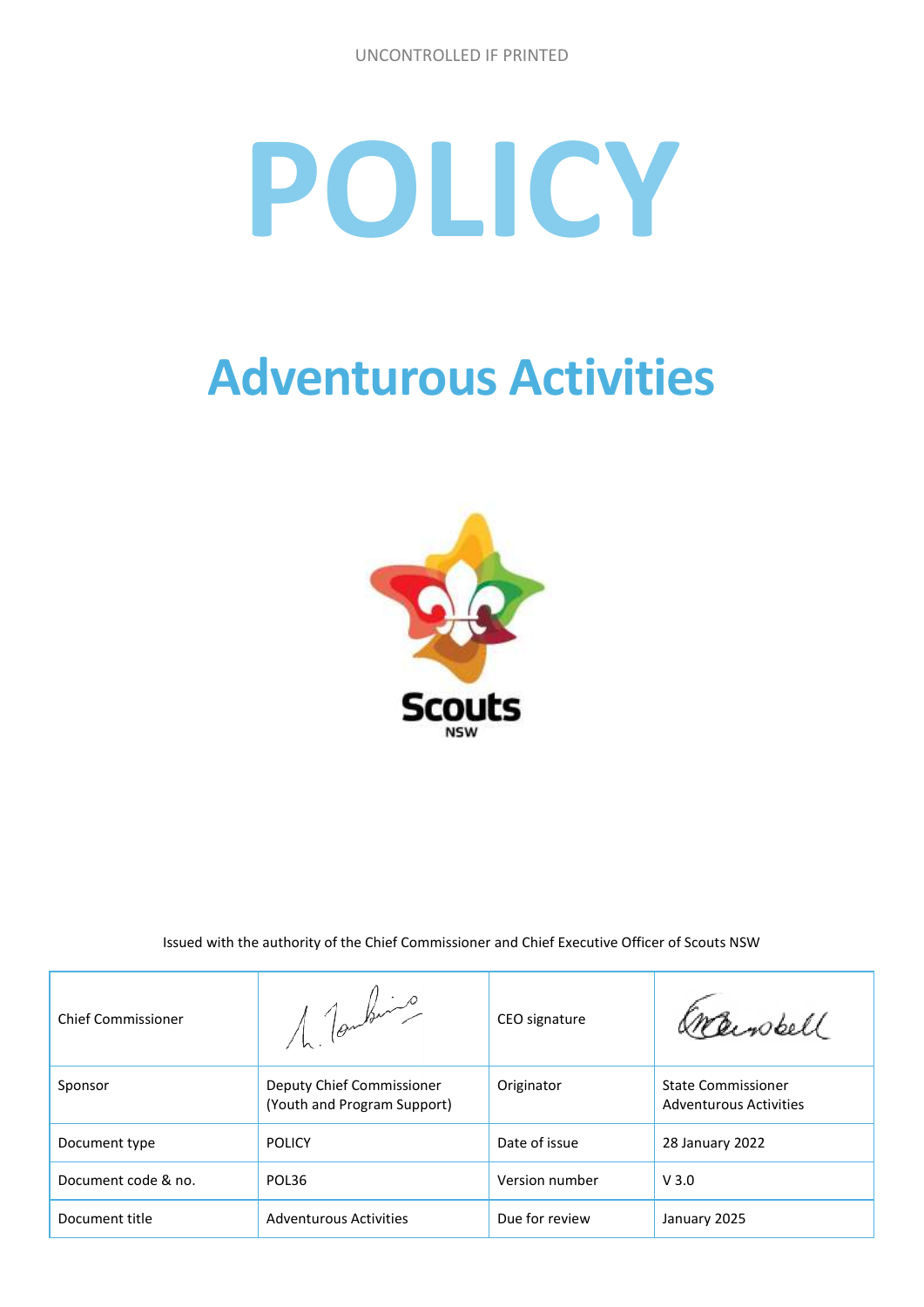UNCONTROLLED IF PRINTED

# POLICY

# Adventurous Activities

Scouts NSW

Issued with the authority of the Chief Commissioner and Chief Executive Officer of Scouts NSW

| Chief Commissioner | | CEO signature | |
|---|---|---|---|
| Sponsor | Deputy Chief Commissioner (Youth and Program Support) | Originator | State Commissioner Adventurous Activities |
| Document type | POLICY | Date of issue | 28 January 2022 |
| Document code & no. | POL36 | Version number | V 3.0 |
| Document title | Adventurous Activities | Due for review | January 2025 |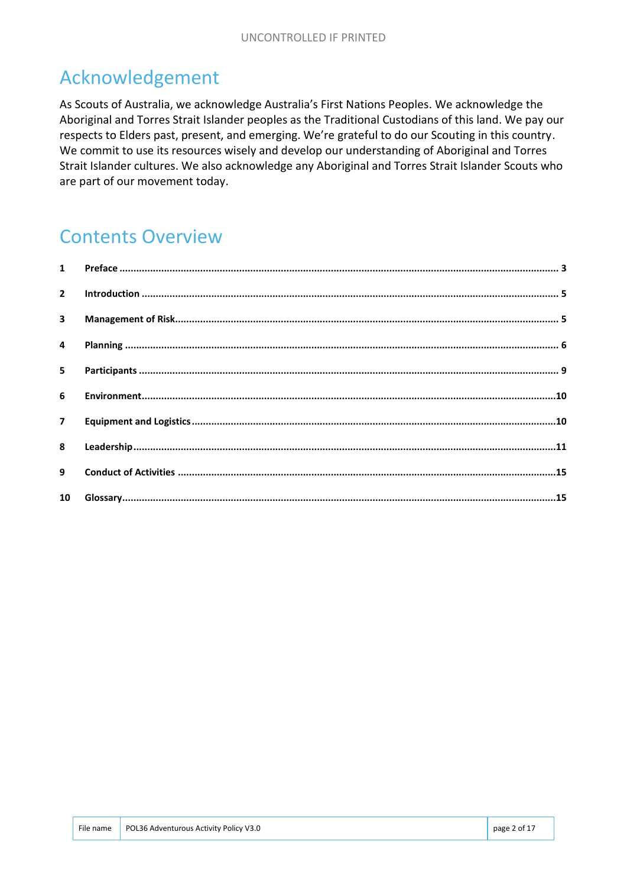# Acknowledgement

As Scouts of Australia, we acknowledge Australia's First Nations Peoples. We acknowledge the Aboriginal and Torres Strait Islander peoples as the Traditional Custodians of this land. We pay our respects to Elders past, present, and emerging. We're grateful to do our Scouting in this country. We commit to use its resources wisely and develop our understanding of Aboriginal and Torres Strait Islander cultures. We also acknowledge any Aboriginal and Torres Strait Islander Scouts who are part of our movement today.

# Contents Overview

1 **Preface** ..... 3

2 **Introduction** ..... 5

3 **Management of Risk** ..... 5

4 **Planning** ..... 6

5 **Participants** ..... 9

6 **Environment** ..... 10

7 **Equipment and Logistics** ..... 10

8 **Leadership** ..... 11

9 **Conduct of Activities** ..... 15

10 **Glossary** ..... 15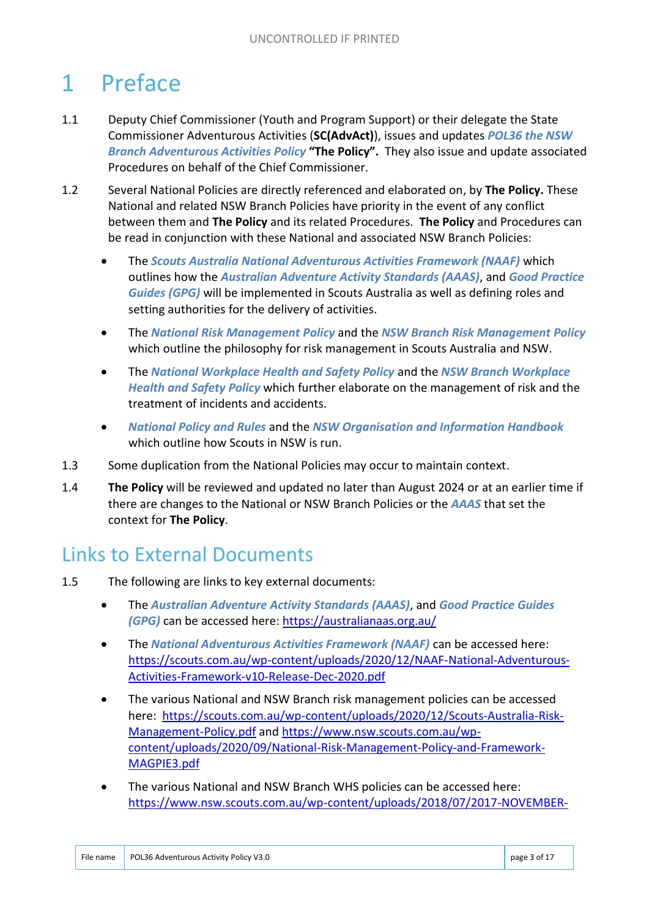# 1 Preface

1.1 Deputy Chief Commissioner (Youth and Program Support) or their delegate the State Commissioner Adventurous Activities (**SC(AdvAct)**), issues and updates ***POL36 the NSW Branch Adventurous Activities Policy*** **"The Policy".** They also issue and update associated Procedures on behalf of the Chief Commissioner.

1.2 Several National Policies are directly referenced and elaborated on, by **The Policy.** These National and related NSW Branch Policies have priority in the event of any conflict between them and **The Policy** and its related Procedures. **The Policy** and Procedures can be read in conjunction with these National and associated NSW Branch Policies:

- The ***Scouts Australia National Adventurous Activities Framework (NAAF)*** which outlines how the ***Australian Adventure Activity Standards (AAAS)***, and ***Good Practice Guides (GPG)*** will be implemented in Scouts Australia as well as defining roles and setting authorities for the delivery of activities.
- The ***National Risk Management Policy*** and the ***NSW Branch Risk Management Policy*** which outline the philosophy for risk management in Scouts Australia and NSW.
- The ***National Workplace Health and Safety Policy*** and the ***NSW Branch Workplace Health and Safety Policy*** which further elaborate on the management of risk and the treatment of incidents and accidents.
- ***National Policy and Rules*** and the ***NSW Organisation and Information Handbook*** which outline how Scouts in NSW is run.

1.3 Some duplication from the National Policies may occur to maintain context.

1.4 **The Policy** will be reviewed and updated no later than August 2024 or at an earlier time if there are changes to the National or NSW Branch Policies or the ***AAAS*** that set the context for **The Policy**.

## Links to External Documents

1.5 The following are links to key external documents:

- The ***Australian Adventure Activity Standards (AAAS)***, and ***Good Practice Guides (GPG)*** can be accessed here: https://australianaas.org.au/
- The ***National Adventurous Activities Framework (NAAF)*** can be accessed here: https://scouts.com.au/wp-content/uploads/2020/12/NAAF-National-Adventurous-Activities-Framework-v10-Release-Dec-2020.pdf
- The various National and NSW Branch risk management policies can be accessed here: https://scouts.com.au/wp-content/uploads/2020/12/Scouts-Australia-Risk-Management-Policy.pdf and https://www.nsw.scouts.com.au/wp-content/uploads/2020/09/National-Risk-Management-Policy-and-Framework-MAGPIE3.pdf
- The various National and NSW Branch WHS policies can be accessed here: https://www.nsw.scouts.com.au/wp-content/uploads/2018/07/2017-NOVEMBER-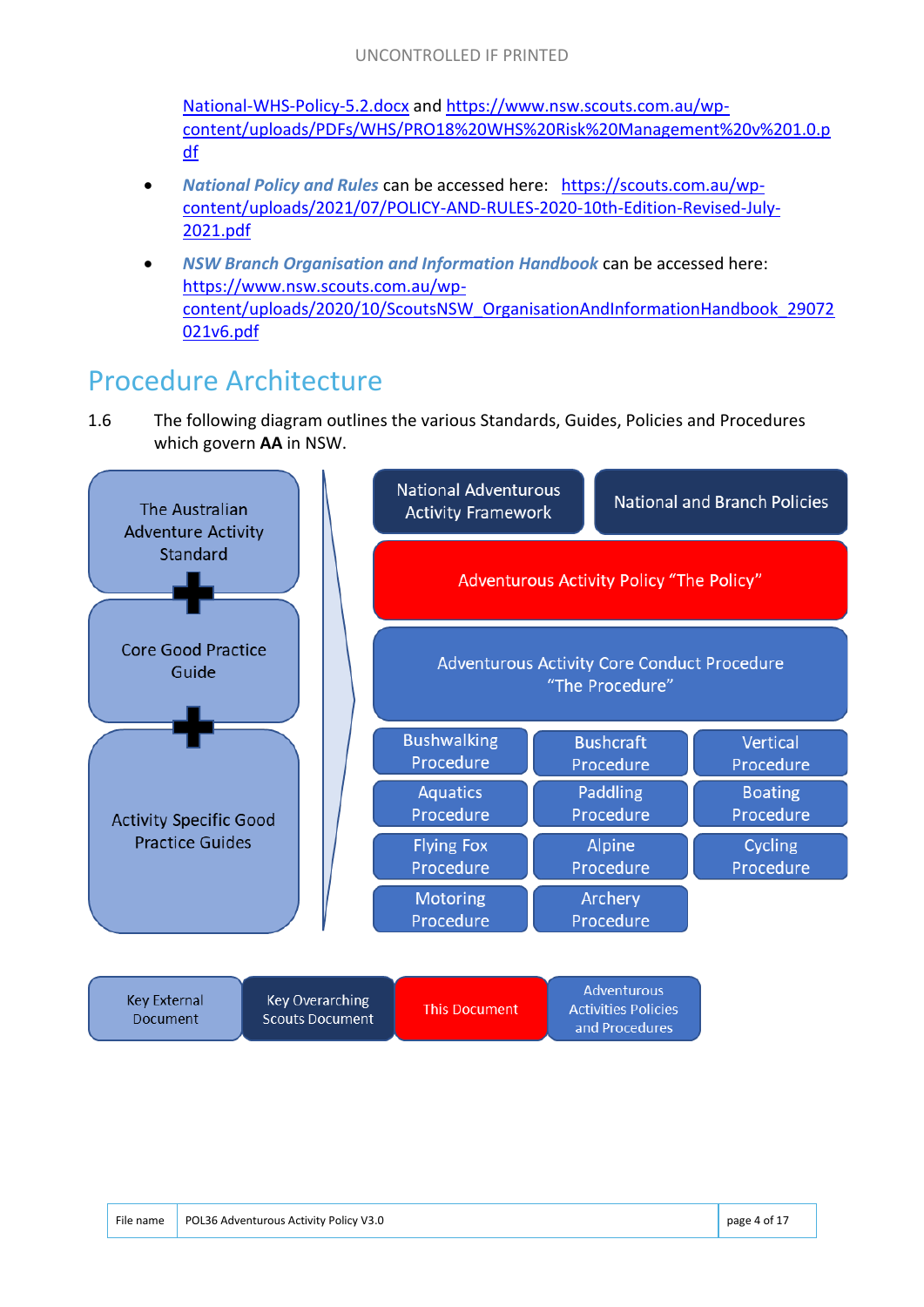National-WHS-Policy-5.2.docx and https://www.nsw.scouts.com.au/wp-content/uploads/PDFs/WHS/PRO18%20WHS%20Risk%20Management%20v%201.0.pdf

- ***National Policy and Rules*** can be accessed here: https://scouts.com.au/wp-content/uploads/2021/07/POLICY-AND-RULES-2020-10th-Edition-Revised-July-2021.pdf
- ***NSW Branch Organisation and Information Handbook*** can be accessed here: https://www.nsw.scouts.com.au/wp-content/uploads/2020/10/ScoutsNSW_OrganisationAndInformationHandbook_29072021v6.pdf

# Procedure Architecture

1.6 The following diagram outlines the various Standards, Guides, Policies and Procedures which govern **AA** in NSW.

The Australian Adventure Activity Standard
+
Core Good Practice Guide
+
Activity Specific Good Practice Guides

National Adventurous Activity Framework

National and Branch Policies

Adventurous Activity Policy "The Policy"

Adventurous Activity Core Conduct Procedure "The Procedure"

| | | |
|---|---|---|
| Bushwalking Procedure | Bushcraft Procedure | Vertical Procedure |
| Aquatics Procedure | Paddling Procedure | Boating Procedure |
| Flying Fox Procedure | Alpine Procedure | Cycling Procedure |
| Motoring Procedure | Archery Procedure | |

| Key External Document | Key Overarching Scouts Document | This Document | Adventurous Activities Policies and Procedures |
|---|---|---|---|

| File name | POL36 Adventurous Activity Policy V3.0 |
|---|---|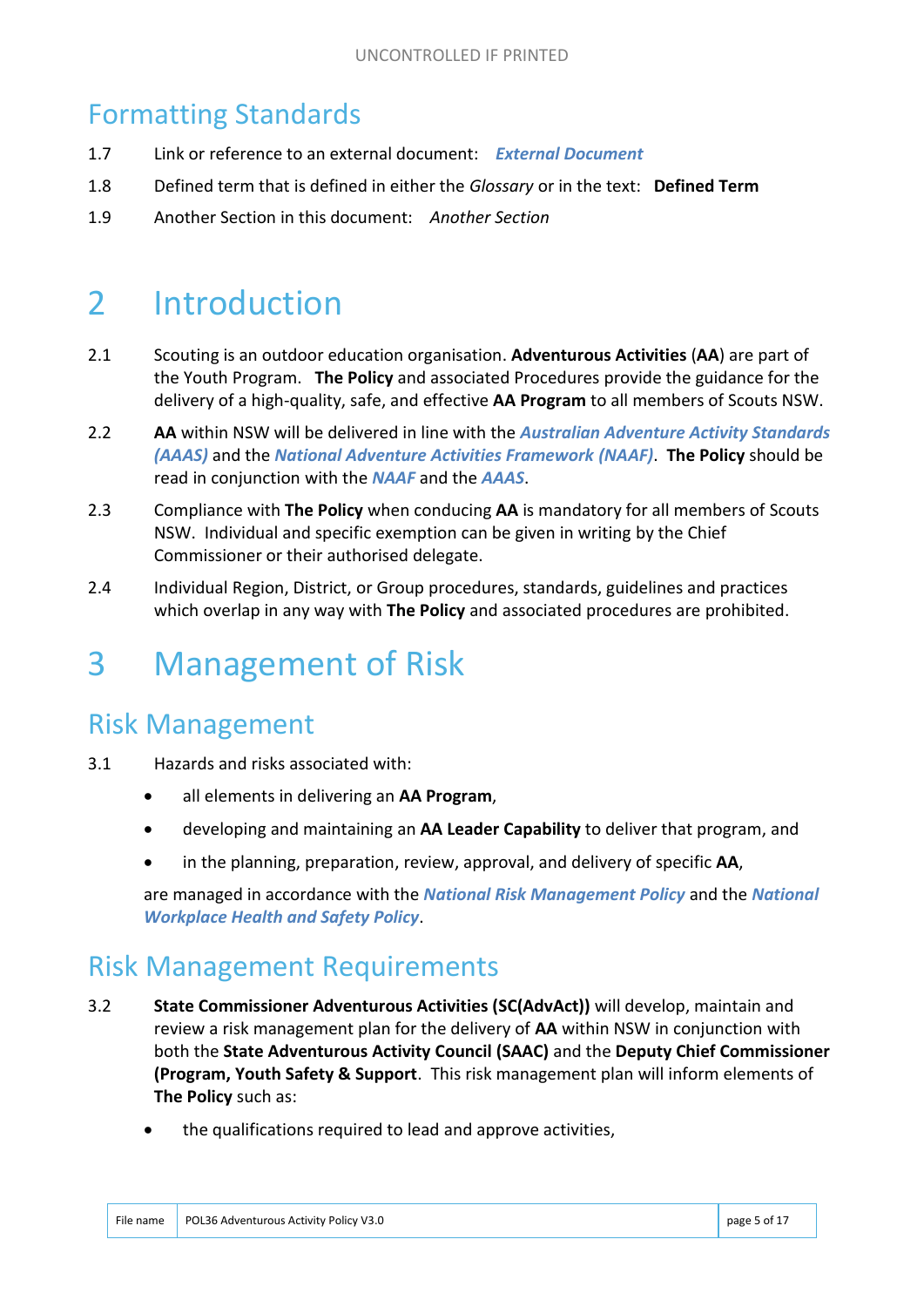## Formatting Standards

1.7 Link or reference to an external document: ***External Document***

1.8 Defined term that is defined in either the *Glossary* or in the text: **Defined Term**

1.9 Another Section in this document: *Another Section*

# 2 Introduction

2.1 Scouting is an outdoor education organisation. **Adventurous Activities** (**AA**) are part of the Youth Program. **The Policy** and associated Procedures provide the guidance for the delivery of a high-quality, safe, and effective **AA Program** to all members of Scouts NSW.

2.2 **AA** within NSW will be delivered in line with the ***Australian Adventure Activity Standards (AAAS)*** and the ***National Adventure Activities Framework (NAAF)***. **The Policy** should be read in conjunction with the ***NAAF*** and the ***AAAS***.

2.3 Compliance with **The Policy** when conducing **AA** is mandatory for all members of Scouts NSW. Individual and specific exemption can be given in writing by the Chief Commissioner or their authorised delegate.

2.4 Individual Region, District, or Group procedures, standards, guidelines and practices which overlap in any way with **The Policy** and associated procedures are prohibited.

# 3 Management of Risk

## Risk Management

3.1 Hazards and risks associated with:

- all elements in delivering an **AA Program**,
- developing and maintaining an **AA Leader Capability** to deliver that program, and
- in the planning, preparation, review, approval, and delivery of specific **AA**,

are managed in accordance with the ***National Risk Management Policy*** and the ***National Workplace Health and Safety Policy***.

## Risk Management Requirements

3.2 **State Commissioner Adventurous Activities (SC(AdvAct))** will develop, maintain and review a risk management plan for the delivery of **AA** within NSW in conjunction with both the **State Adventurous Activity Council (SAAC)** and the **Deputy Chief Commissioner (Program, Youth Safety & Support**. This risk management plan will inform elements of **The Policy** such as:

- the qualifications required to lead and approve activities,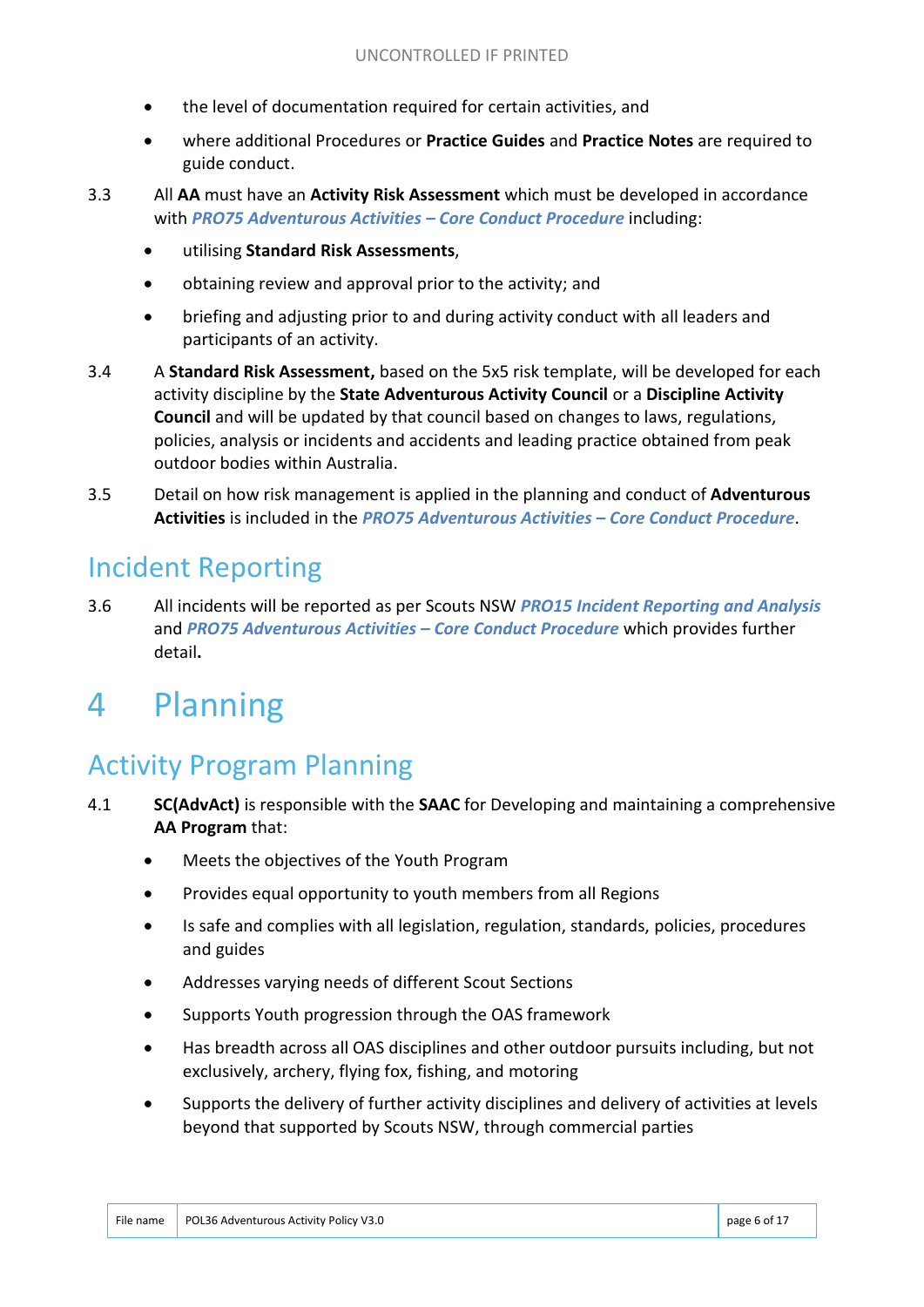- the level of documentation required for certain activities, and
- where additional Procedures or **Practice Guides** and **Practice Notes** are required to guide conduct.

3.3 All **AA** must have an **Activity Risk Assessment** which must be developed in accordance with ***PRO75 Adventurous Activities – Core Conduct Procedure*** including:

- utilising **Standard Risk Assessments**,
- obtaining review and approval prior to the activity; and
- briefing and adjusting prior to and during activity conduct with all leaders and participants of an activity.

3.4 A **Standard Risk Assessment,** based on the 5x5 risk template, will be developed for each activity discipline by the **State Adventurous Activity Council** or a **Discipline Activity Council** and will be updated by that council based on changes to laws, regulations, policies, analysis or incidents and accidents and leading practice obtained from peak outdoor bodies within Australia.

3.5 Detail on how risk management is applied in the planning and conduct of **Adventurous Activities** is included in the ***PRO75 Adventurous Activities – Core Conduct Procedure***.

## Incident Reporting

3.6 All incidents will be reported as per Scouts NSW ***PRO15 Incident Reporting and Analysis*** and ***PRO75 Adventurous Activities – Core Conduct Procedure*** which provides further detail**.**

# 4 Planning

## Activity Program Planning

4.1 **SC(AdvAct)** is responsible with the **SAAC** for Developing and maintaining a comprehensive **AA Program** that:

- Meets the objectives of the Youth Program
- Provides equal opportunity to youth members from all Regions
- Is safe and complies with all legislation, regulation, standards, policies, procedures and guides
- Addresses varying needs of different Scout Sections
- Supports Youth progression through the OAS framework
- Has breadth across all OAS disciplines and other outdoor pursuits including, but not exclusively, archery, flying fox, fishing, and motoring
- Supports the delivery of further activity disciplines and delivery of activities at levels beyond that supported by Scouts NSW, through commercial parties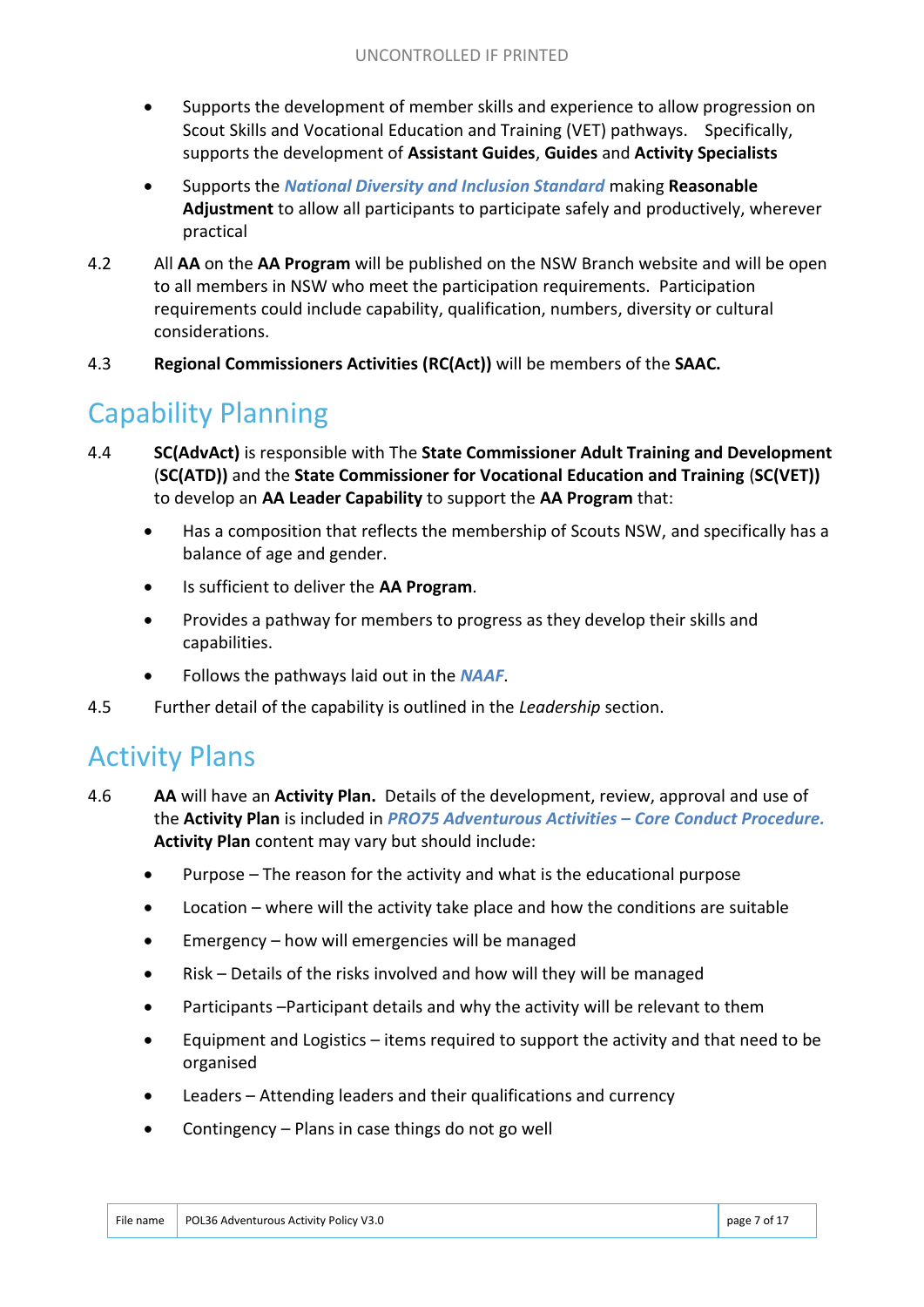- Supports the development of member skills and experience to allow progression on Scout Skills and Vocational Education and Training (VET) pathways. Specifically, supports the development of **Assistant Guides**, **Guides** and **Activity Specialists**

- Supports the ***National Diversity and Inclusion Standard*** making **Reasonable Adjustment** to allow all participants to participate safely and productively, wherever practical

4.2 All **AA** on the **AA Program** will be published on the NSW Branch website and will be open to all members in NSW who meet the participation requirements. Participation requirements could include capability, qualification, numbers, diversity or cultural considerations.

4.3 **Regional Commissioners Activities (RC(Act))** will be members of the **SAAC.**

## Capability Planning

4.4 **SC(AdvAct)** is responsible with The **State Commissioner Adult Training and Development** (**SC(ATD))** and the **State Commissioner for Vocational Education and Training** (**SC(VET))** to develop an **AA Leader Capability** to support the **AA Program** that:

- Has a composition that reflects the membership of Scouts NSW, and specifically has a balance of age and gender.
- Is sufficient to deliver the **AA Program**.
- Provides a pathway for members to progress as they develop their skills and capabilities.
- Follows the pathways laid out in the ***NAAF***.

4.5 Further detail of the capability is outlined in the *Leadership* section.

## Activity Plans

4.6 **AA** will have an **Activity Plan.** Details of the development, review, approval and use of the **Activity Plan** is included in ***PRO75 Adventurous Activities – Core Conduct Procedure.*** **Activity Plan** content may vary but should include:

- Purpose – The reason for the activity and what is the educational purpose
- Location – where will the activity take place and how the conditions are suitable
- Emergency – how will emergencies will be managed
- Risk – Details of the risks involved and how will they will be managed
- Participants –Participant details and why the activity will be relevant to them
- Equipment and Logistics – items required to support the activity and that need to be organised
- Leaders – Attending leaders and their qualifications and currency
- Contingency – Plans in case things do not go well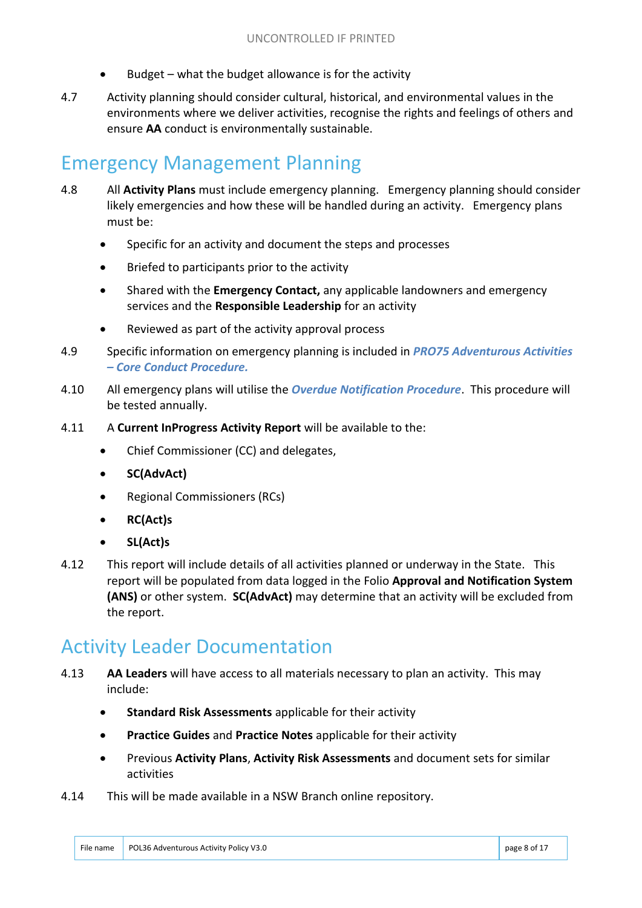- Budget – what the budget allowance is for the activity

4.7 Activity planning should consider cultural, historical, and environmental values in the environments where we deliver activities, recognise the rights and feelings of others and ensure **AA** conduct is environmentally sustainable.

## Emergency Management Planning

4.8 All **Activity Plans** must include emergency planning. Emergency planning should consider likely emergencies and how these will be handled during an activity. Emergency plans must be:

- Specific for an activity and document the steps and processes
- Briefed to participants prior to the activity
- Shared with the **Emergency Contact,** any applicable landowners and emergency services and the **Responsible Leadership** for an activity
- Reviewed as part of the activity approval process

4.9 Specific information on emergency planning is included in ***PRO75 Adventurous Activities – Core Conduct Procedure.***

4.10 All emergency plans will utilise the ***Overdue Notification Procedure***. This procedure will be tested annually.

4.11 A **Current InProgress Activity Report** will be available to the:

- Chief Commissioner (CC) and delegates,
- **SC(AdvAct)**
- Regional Commissioners (RCs)
- **RC(Act)s**
- **SL(Act)s**

4.12 This report will include details of all activities planned or underway in the State. This report will be populated from data logged in the Folio **Approval and Notification System (ANS)** or other system. **SC(AdvAct)** may determine that an activity will be excluded from the report.

## Activity Leader Documentation

4.13 **AA Leaders** will have access to all materials necessary to plan an activity. This may include:

- **Standard Risk Assessments** applicable for their activity
- **Practice Guides** and **Practice Notes** applicable for their activity
- Previous **Activity Plans**, **Activity Risk Assessments** and document sets for similar activities

4.14 This will be made available in a NSW Branch online repository.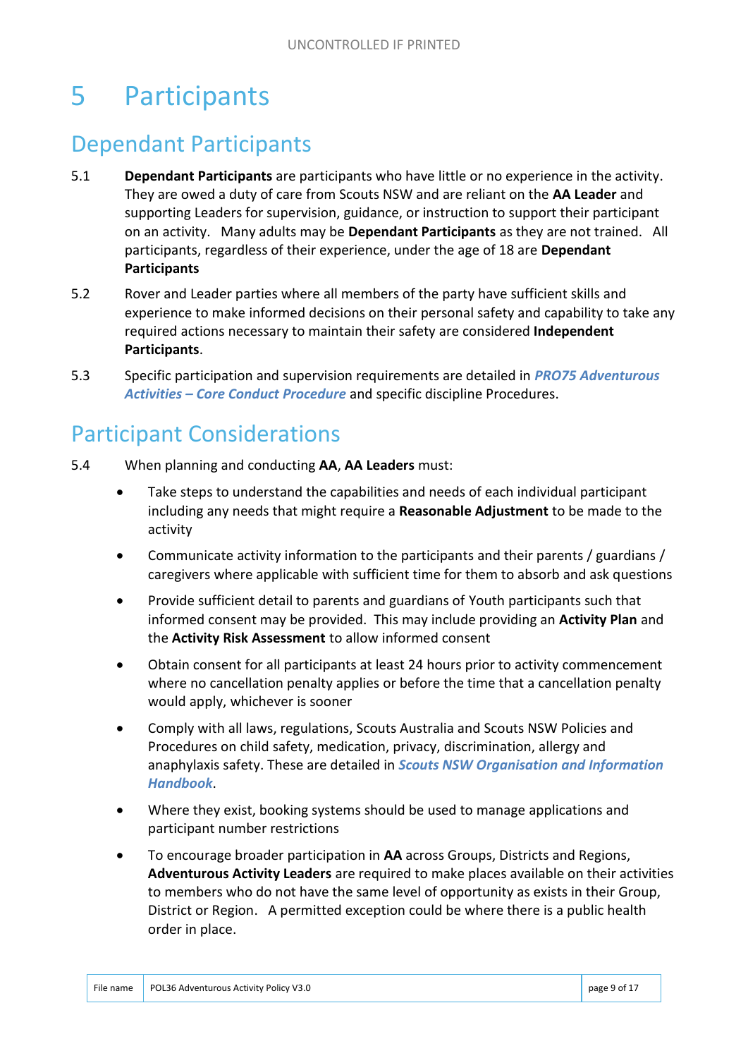# 5 Participants

## Dependant Participants

5.1 **Dependant Participants** are participants who have little or no experience in the activity. They are owed a duty of care from Scouts NSW and are reliant on the **AA Leader** and supporting Leaders for supervision, guidance, or instruction to support their participant on an activity. Many adults may be **Dependant Participants** as they are not trained. All participants, regardless of their experience, under the age of 18 are **Dependant Participants**

5.2 Rover and Leader parties where all members of the party have sufficient skills and experience to make informed decisions on their personal safety and capability to take any required actions necessary to maintain their safety are considered **Independent Participants**.

5.3 Specific participation and supervision requirements are detailed in ***PRO75 Adventurous Activities – Core Conduct Procedure*** and specific discipline Procedures.

## Participant Considerations

5.4 When planning and conducting **AA**, **AA Leaders** must:

- Take steps to understand the capabilities and needs of each individual participant including any needs that might require a **Reasonable Adjustment** to be made to the activity
- Communicate activity information to the participants and their parents / guardians / caregivers where applicable with sufficient time for them to absorb and ask questions
- Provide sufficient detail to parents and guardians of Youth participants such that informed consent may be provided. This may include providing an **Activity Plan** and the **Activity Risk Assessment** to allow informed consent
- Obtain consent for all participants at least 24 hours prior to activity commencement where no cancellation penalty applies or before the time that a cancellation penalty would apply, whichever is sooner
- Comply with all laws, regulations, Scouts Australia and Scouts NSW Policies and Procedures on child safety, medication, privacy, discrimination, allergy and anaphylaxis safety. These are detailed in ***Scouts NSW Organisation and Information Handbook***.
- Where they exist, booking systems should be used to manage applications and participant number restrictions
- To encourage broader participation in **AA** across Groups, Districts and Regions, **Adventurous Activity Leaders** are required to make places available on their activities to members who do not have the same level of opportunity as exists in their Group, District or Region. A permitted exception could be where there is a public health order in place.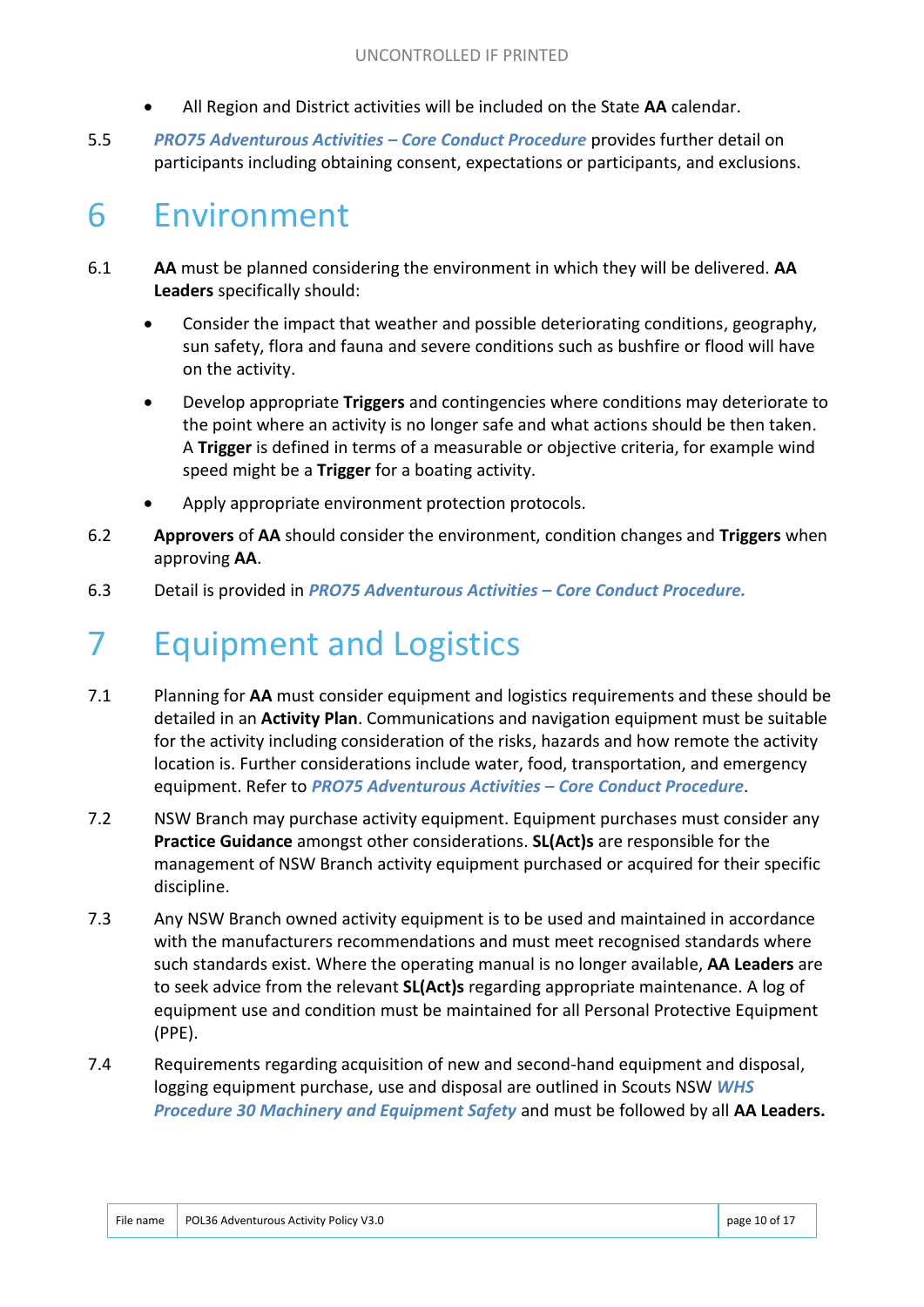- All Region and District activities will be included on the State **AA** calendar.

5.5 ***PRO75 Adventurous Activities – Core Conduct Procedure*** provides further detail on participants including obtaining consent, expectations or participants, and exclusions.

# 6 Environment

6.1 **AA** must be planned considering the environment in which they will be delivered. **AA Leaders** specifically should:

- Consider the impact that weather and possible deteriorating conditions, geography, sun safety, flora and fauna and severe conditions such as bushfire or flood will have on the activity.
- Develop appropriate **Triggers** and contingencies where conditions may deteriorate to the point where an activity is no longer safe and what actions should be then taken. A **Trigger** is defined in terms of a measurable or objective criteria, for example wind speed might be a **Trigger** for a boating activity.
- Apply appropriate environment protection protocols.

6.2 **Approvers** of **AA** should consider the environment, condition changes and **Triggers** when approving **AA**.

6.3 Detail is provided in ***PRO75 Adventurous Activities – Core Conduct Procedure.***

# 7 Equipment and Logistics

7.1 Planning for **AA** must consider equipment and logistics requirements and these should be detailed in an **Activity Plan**. Communications and navigation equipment must be suitable for the activity including consideration of the risks, hazards and how remote the activity location is. Further considerations include water, food, transportation, and emergency equipment. Refer to ***PRO75 Adventurous Activities – Core Conduct Procedure***.

7.2 NSW Branch may purchase activity equipment. Equipment purchases must consider any **Practice Guidance** amongst other considerations. **SL(Act)s** are responsible for the management of NSW Branch activity equipment purchased or acquired for their specific discipline.

7.3 Any NSW Branch owned activity equipment is to be used and maintained in accordance with the manufacturers recommendations and must meet recognised standards where such standards exist. Where the operating manual is no longer available, **AA Leaders** are to seek advice from the relevant **SL(Act)s** regarding appropriate maintenance. A log of equipment use and condition must be maintained for all Personal Protective Equipment (PPE).

7.4 Requirements regarding acquisition of new and second-hand equipment and disposal, logging equipment purchase, use and disposal are outlined in Scouts NSW ***WHS Procedure 30 Machinery and Equipment Safety*** and must be followed by all **AA Leaders.**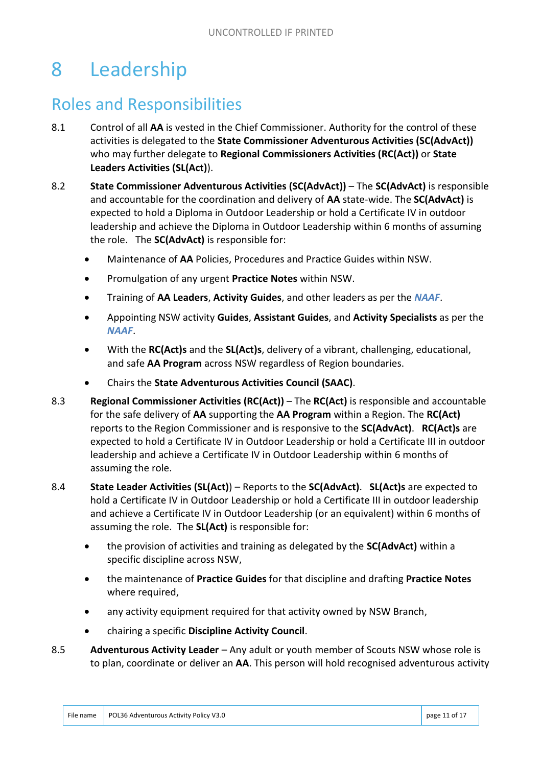# 8 Leadership

## Roles and Responsibilities

8.1 Control of all **AA** is vested in the Chief Commissioner. Authority for the control of these activities is delegated to the **State Commissioner Adventurous Activities (SC(AdvAct))** who may further delegate to **Regional Commissioners Activities (RC(Act))** or **State Leaders Activities (SL(Act)**).

8.2 **State Commissioner Adventurous Activities (SC(AdvAct))** – The **SC(AdvAct)** is responsible and accountable for the coordination and delivery of **AA** state-wide. The **SC(AdvAct)** is expected to hold a Diploma in Outdoor Leadership or hold a Certificate IV in outdoor leadership and achieve the Diploma in Outdoor Leadership within 6 months of assuming the role. The **SC(AdvAct)** is responsible for:

- Maintenance of **AA** Policies, Procedures and Practice Guides within NSW.
- Promulgation of any urgent **Practice Notes** within NSW.
- Training of **AA Leaders**, **Activity Guides**, and other leaders as per the ***NAAF***.
- Appointing NSW activity **Guides**, **Assistant Guides**, and **Activity Specialists** as per the ***NAAF***.
- With the **RC(Act)s** and the **SL(Act)s**, delivery of a vibrant, challenging, educational, and safe **AA Program** across NSW regardless of Region boundaries.
- Chairs the **State Adventurous Activities Council (SAAC)**.

8.3 **Regional Commissioner Activities (RC(Act))** – The **RC(Act)** is responsible and accountable for the safe delivery of **AA** supporting the **AA Program** within a Region. The **RC(Act)** reports to the Region Commissioner and is responsive to the **SC(AdvAct)**. **RC(Act)s** are expected to hold a Certificate IV in Outdoor Leadership or hold a Certificate III in outdoor leadership and achieve a Certificate IV in Outdoor Leadership within 6 months of assuming the role.

8.4 **State Leader Activities (SL(Act)**) – Reports to the **SC(AdvAct)**. **SL(Act)s** are expected to hold a Certificate IV in Outdoor Leadership or hold a Certificate III in outdoor leadership and achieve a Certificate IV in Outdoor Leadership (or an equivalent) within 6 months of assuming the role. The **SL(Act)** is responsible for:

- the provision of activities and training as delegated by the **SC(AdvAct)** within a specific discipline across NSW,
- the maintenance of **Practice Guides** for that discipline and drafting **Practice Notes** where required,
- any activity equipment required for that activity owned by NSW Branch,
- chairing a specific **Discipline Activity Council**.

8.5 **Adventurous Activity Leader** – Any adult or youth member of Scouts NSW whose role is to plan, coordinate or deliver an **AA**. This person will hold recognised adventurous activity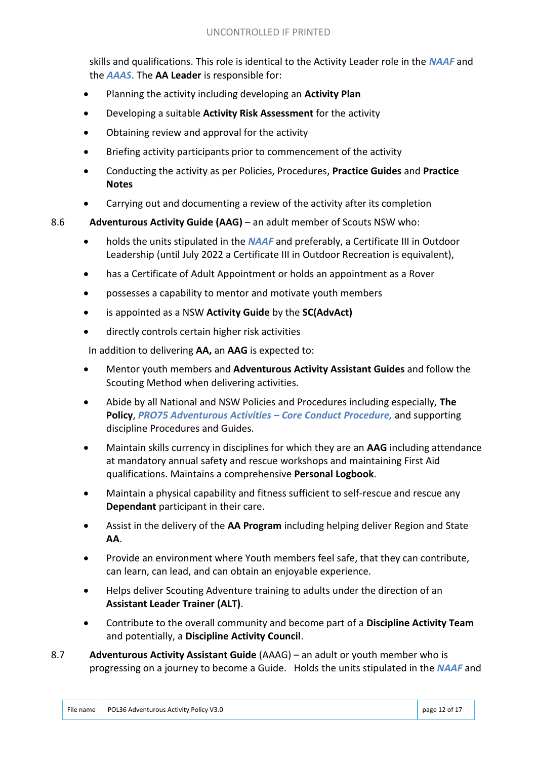skills and qualifications. This role is identical to the Activity Leader role in the ***NAAF*** and the ***AAAS***. The **AA Leader** is responsible for:

- Planning the activity including developing an **Activity Plan**
- Developing a suitable **Activity Risk Assessment** for the activity
- Obtaining review and approval for the activity
- Briefing activity participants prior to commencement of the activity
- Conducting the activity as per Policies, Procedures, **Practice Guides** and **Practice Notes**
- Carrying out and documenting a review of the activity after its completion

8.6 **Adventurous Activity Guide (AAG)** – an adult member of Scouts NSW who:

- holds the units stipulated in the ***NAAF*** and preferably, a Certificate III in Outdoor Leadership (until July 2022 a Certificate III in Outdoor Recreation is equivalent),
- has a Certificate of Adult Appointment or holds an appointment as a Rover
- possesses a capability to mentor and motivate youth members
- is appointed as a NSW **Activity Guide** by the **SC(AdvAct)**
- directly controls certain higher risk activities

In addition to delivering **AA,** an **AAG** is expected to:

- Mentor youth members and **Adventurous Activity Assistant Guides** and follow the Scouting Method when delivering activities.
- Abide by all National and NSW Policies and Procedures including especially, **The Policy**, ***PRO75 Adventurous Activities – Core Conduct Procedure,*** and supporting discipline Procedures and Guides.
- Maintain skills currency in disciplines for which they are an **AAG** including attendance at mandatory annual safety and rescue workshops and maintaining First Aid qualifications. Maintains a comprehensive **Personal Logbook**.
- Maintain a physical capability and fitness sufficient to self-rescue and rescue any **Dependant** participant in their care.
- Assist in the delivery of the **AA Program** including helping deliver Region and State **AA**.
- Provide an environment where Youth members feel safe, that they can contribute, can learn, can lead, and can obtain an enjoyable experience.
- Helps deliver Scouting Adventure training to adults under the direction of an **Assistant Leader Trainer (ALT)**.
- Contribute to the overall community and become part of a **Discipline Activity Team** and potentially, a **Discipline Activity Council**.

8.7 **Adventurous Activity Assistant Guide** (AAAG) – an adult or youth member who is progressing on a journey to become a Guide. Holds the units stipulated in the ***NAAF*** and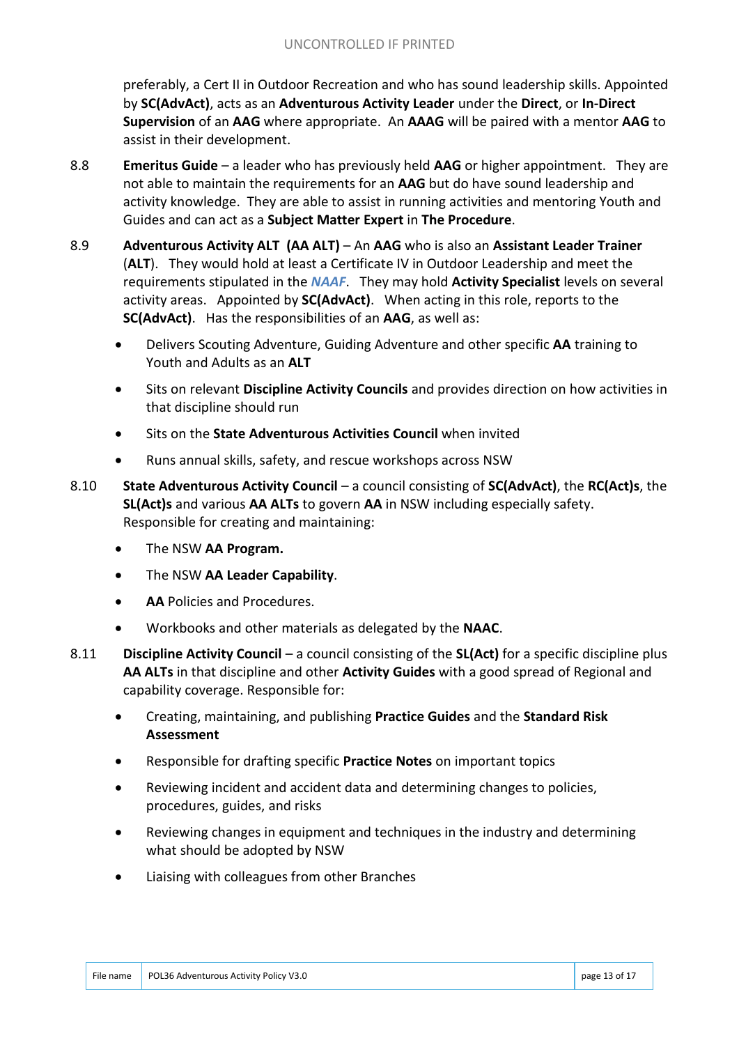preferably, a Cert II in Outdoor Recreation and who has sound leadership skills. Appointed by **SC(AdvAct)**, acts as an **Adventurous Activity Leader** under the **Direct**, or **In-Direct Supervision** of an **AAG** where appropriate. An **AAAG** will be paired with a mentor **AAG** to assist in their development.

8.8 **Emeritus Guide** – a leader who has previously held **AAG** or higher appointment. They are not able to maintain the requirements for an **AAG** but do have sound leadership and activity knowledge. They are able to assist in running activities and mentoring Youth and Guides and can act as a **Subject Matter Expert** in **The Procedure**.

8.9 **Adventurous Activity ALT (AA ALT)** – An **AAG** who is also an **Assistant Leader Trainer** (**ALT**). They would hold at least a Certificate IV in Outdoor Leadership and meet the requirements stipulated in the ***NAAF***. They may hold **Activity Specialist** levels on several activity areas. Appointed by **SC(AdvAct)**. When acting in this role, reports to the **SC(AdvAct)**. Has the responsibilities of an **AAG**, as well as:

- Delivers Scouting Adventure, Guiding Adventure and other specific **AA** training to Youth and Adults as an **ALT**
- Sits on relevant **Discipline Activity Councils** and provides direction on how activities in that discipline should run
- Sits on the **State Adventurous Activities Council** when invited
- Runs annual skills, safety, and rescue workshops across NSW

8.10 **State Adventurous Activity Council** – a council consisting of **SC(AdvAct)**, the **RC(Act)s**, the **SL(Act)s** and various **AA ALTs** to govern **AA** in NSW including especially safety. Responsible for creating and maintaining:

- The NSW **AA Program.**
- The NSW **AA Leader Capability**.
- **AA** Policies and Procedures.
- Workbooks and other materials as delegated by the **NAAC**.

8.11 **Discipline Activity Council** – a council consisting of the **SL(Act)** for a specific discipline plus **AA ALTs** in that discipline and other **Activity Guides** with a good spread of Regional and capability coverage. Responsible for:

- Creating, maintaining, and publishing **Practice Guides** and the **Standard Risk Assessment**
- Responsible for drafting specific **Practice Notes** on important topics
- Reviewing incident and accident data and determining changes to policies, procedures, guides, and risks
- Reviewing changes in equipment and techniques in the industry and determining what should be adopted by NSW
- Liaising with colleagues from other Branches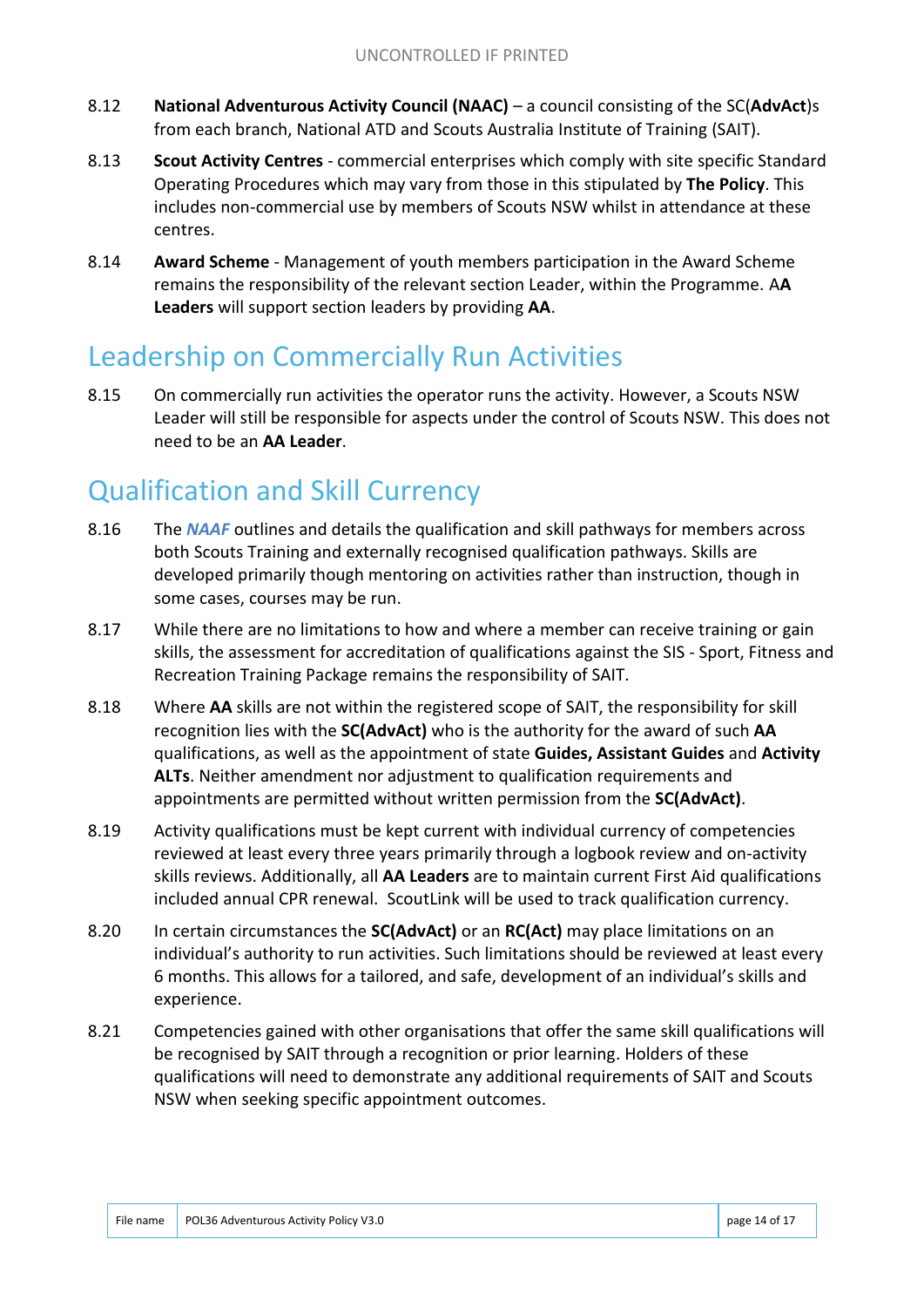8.12 **National Adventurous Activity Council (NAAC)** – a council consisting of the SC(**AdvAct**)s from each branch, National ATD and Scouts Australia Institute of Training (SAIT).

8.13 **Scout Activity Centres** - commercial enterprises which comply with site specific Standard Operating Procedures which may vary from those in this stipulated by **The Policy**. This includes non-commercial use by members of Scouts NSW whilst in attendance at these centres.

8.14 **Award Scheme** - Management of youth members participation in the Award Scheme remains the responsibility of the relevant section Leader, within the Programme. A**A Leaders** will support section leaders by providing **AA**.

## Leadership on Commercially Run Activities

8.15 On commercially run activities the operator runs the activity. However, a Scouts NSW Leader will still be responsible for aspects under the control of Scouts NSW. This does not need to be an **AA Leader**.

## Qualification and Skill Currency

8.16 The ***NAAF*** outlines and details the qualification and skill pathways for members across both Scouts Training and externally recognised qualification pathways. Skills are developed primarily though mentoring on activities rather than instruction, though in some cases, courses may be run.

8.17 While there are no limitations to how and where a member can receive training or gain skills, the assessment for accreditation of qualifications against the SIS - Sport, Fitness and Recreation Training Package remains the responsibility of SAIT.

8.18 Where **AA** skills are not within the registered scope of SAIT, the responsibility for skill recognition lies with the **SC(AdvAct)** who is the authority for the award of such **AA** qualifications, as well as the appointment of state **Guides, Assistant Guides** and **Activity ALTs**. Neither amendment nor adjustment to qualification requirements and appointments are permitted without written permission from the **SC(AdvAct)**.

8.19 Activity qualifications must be kept current with individual currency of competencies reviewed at least every three years primarily through a logbook review and on-activity skills reviews. Additionally, all **AA Leaders** are to maintain current First Aid qualifications included annual CPR renewal. ScoutLink will be used to track qualification currency.

8.20 In certain circumstances the **SC(AdvAct)** or an **RC(Act)** may place limitations on an individual's authority to run activities. Such limitations should be reviewed at least every 6 months. This allows for a tailored, and safe, development of an individual's skills and experience.

8.21 Competencies gained with other organisations that offer the same skill qualifications will be recognised by SAIT through a recognition or prior learning. Holders of these qualifications will need to demonstrate any additional requirements of SAIT and Scouts NSW when seeking specific appointment outcomes.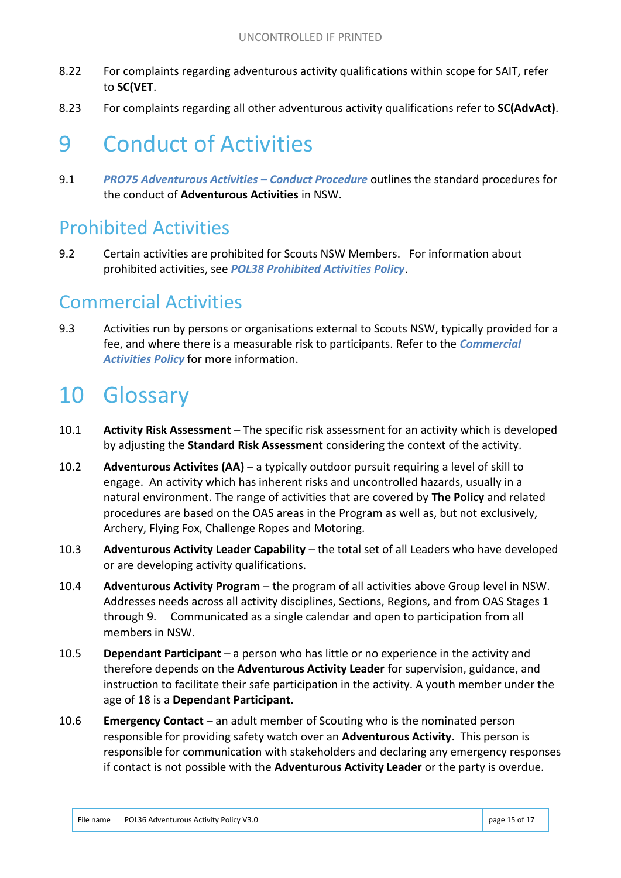8.22 For complaints regarding adventurous activity qualifications within scope for SAIT, refer to **SC(VET**.

8.23 For complaints regarding all other adventurous activity qualifications refer to **SC(AdvAct)**.

# 9 Conduct of Activities

9.1 ***PRO75 Adventurous Activities – Conduct Procedure*** outlines the standard procedures for the conduct of **Adventurous Activities** in NSW.

## Prohibited Activities

9.2 Certain activities are prohibited for Scouts NSW Members. For information about prohibited activities, see ***POL38 Prohibited Activities Policy***.

## Commercial Activities

9.3 Activities run by persons or organisations external to Scouts NSW, typically provided for a fee, and where there is a measurable risk to participants. Refer to the ***Commercial Activities Policy*** for more information.

# 10 Glossary

10.1 **Activity Risk Assessment** – The specific risk assessment for an activity which is developed by adjusting the **Standard Risk Assessment** considering the context of the activity.

10.2 **Adventurous Activites (AA)** – a typically outdoor pursuit requiring a level of skill to engage. An activity which has inherent risks and uncontrolled hazards, usually in a natural environment. The range of activities that are covered by **The Policy** and related procedures are based on the OAS areas in the Program as well as, but not exclusively, Archery, Flying Fox, Challenge Ropes and Motoring.

10.3 **Adventurous Activity Leader Capability** – the total set of all Leaders who have developed or are developing activity qualifications.

10.4 **Adventurous Activity Program** – the program of all activities above Group level in NSW. Addresses needs across all activity disciplines, Sections, Regions, and from OAS Stages 1 through 9. Communicated as a single calendar and open to participation from all members in NSW.

10.5 **Dependant Participant** – a person who has little or no experience in the activity and therefore depends on the **Adventurous Activity Leader** for supervision, guidance, and instruction to facilitate their safe participation in the activity. A youth member under the age of 18 is a **Dependant Participant**.

10.6 **Emergency Contact** – an adult member of Scouting who is the nominated person responsible for providing safety watch over an **Adventurous Activity**. This person is responsible for communication with stakeholders and declaring any emergency responses if contact is not possible with the **Adventurous Activity Leader** or the party is overdue.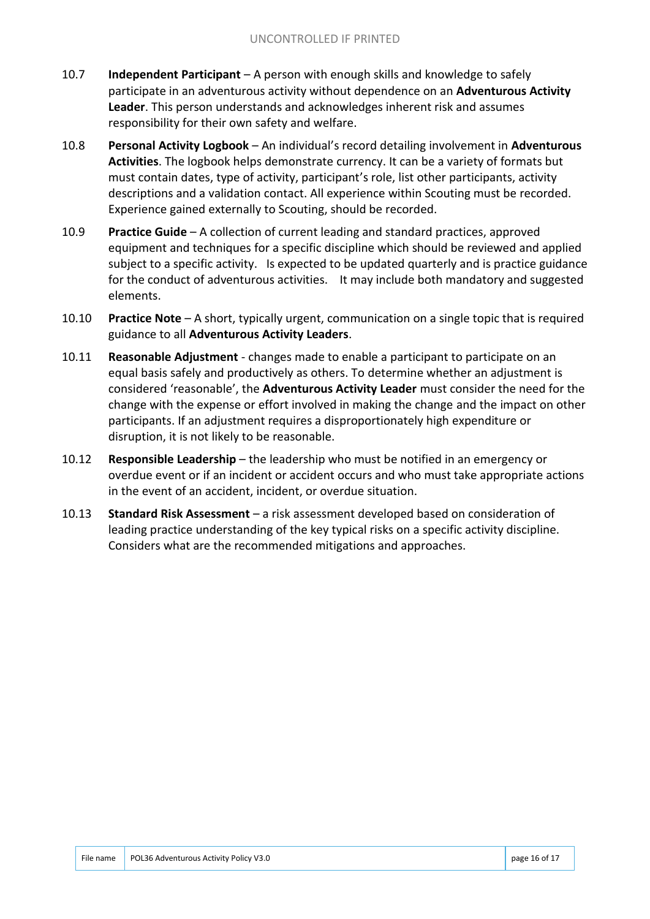10.7 **Independent Participant** – A person with enough skills and knowledge to safely participate in an adventurous activity without dependence on an **Adventurous Activity Leader**. This person understands and acknowledges inherent risk and assumes responsibility for their own safety and welfare.

10.8 **Personal Activity Logbook** – An individual's record detailing involvement in **Adventurous Activities**. The logbook helps demonstrate currency. It can be a variety of formats but must contain dates, type of activity, participant's role, list other participants, activity descriptions and a validation contact. All experience within Scouting must be recorded. Experience gained externally to Scouting, should be recorded.

10.9 **Practice Guide** – A collection of current leading and standard practices, approved equipment and techniques for a specific discipline which should be reviewed and applied subject to a specific activity. Is expected to be updated quarterly and is practice guidance for the conduct of adventurous activities. It may include both mandatory and suggested elements.

10.10 **Practice Note** – A short, typically urgent, communication on a single topic that is required guidance to all **Adventurous Activity Leaders**.

10.11 **Reasonable Adjustment** - changes made to enable a participant to participate on an equal basis safely and productively as others. To determine whether an adjustment is considered 'reasonable', the **Adventurous Activity Leader** must consider the need for the change with the expense or effort involved in making the change and the impact on other participants. If an adjustment requires a disproportionately high expenditure or disruption, it is not likely to be reasonable.

10.12 **Responsible Leadership** – the leadership who must be notified in an emergency or overdue event or if an incident or accident occurs and who must take appropriate actions in the event of an accident, incident, or overdue situation.

10.13 **Standard Risk Assessment** – a risk assessment developed based on consideration of leading practice understanding of the key typical risks on a specific activity discipline. Considers what are the recommended mitigations and approaches.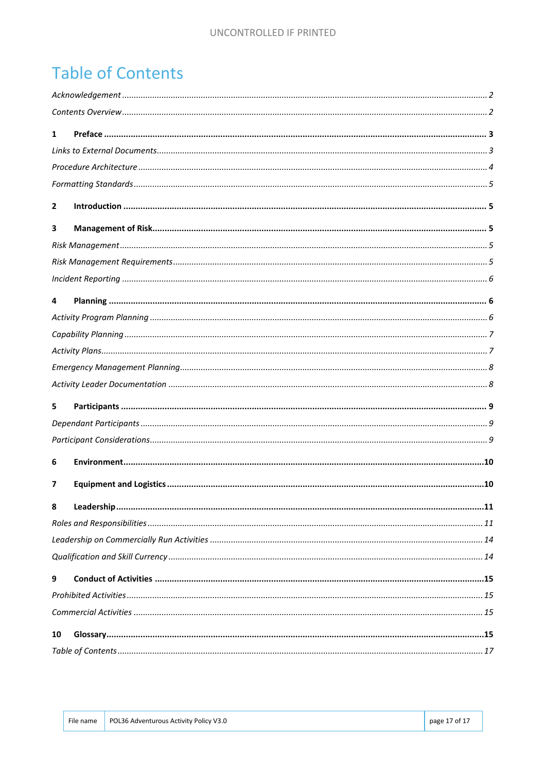# Table of Contents

*Acknowledgement* ........ 2

*Contents Overview* ........ 2

**1 Preface** ........ **3**

*Links to External Documents* ........ 3

*Procedure Architecture* ........ 4

*Formatting Standards* ........ 5

**2 Introduction** ........ **5**

**3 Management of Risk** ........ **5**

*Risk Management* ........ 5

*Risk Management Requirements* ........ 5

*Incident Reporting* ........ 6

**4 Planning** ........ **6**

*Activity Program Planning* ........ 6

*Capability Planning* ........ 7

*Activity Plans* ........ 7

*Emergency Management Planning* ........ 8

*Activity Leader Documentation* ........ 8

**5 Participants** ........ **9**

*Dependant Participants* ........ 9

*Participant Considerations* ........ 9

**6 Environment** ........ **10**

**7 Equipment and Logistics** ........ **10**

**8 Leadership** ........ **11**

*Roles and Responsibilities* ........ 11

*Leadership on Commercially Run Activities* ........ 14

*Qualification and Skill Currency* ........ 14

**9 Conduct of Activities** ........ **15**

*Prohibited Activities* ........ 15

*Commercial Activities* ........ 15

**10 Glossary** ........ **15**

*Table of Contents* ........ 17